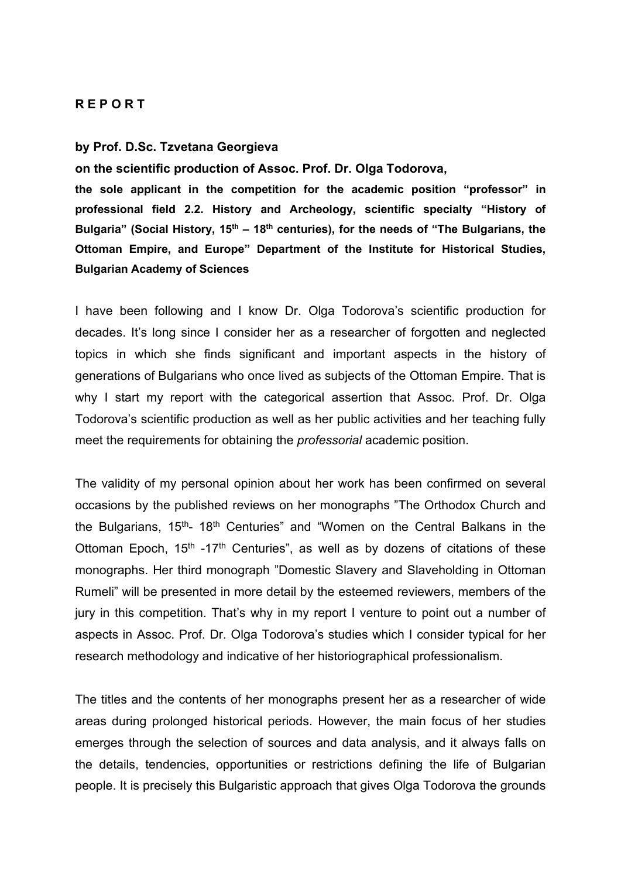# R E P O R T

**by Prof. D.Sc. Tzvetana Georgieva**

**on the scientific production of Assoc. Prof. Dr. Olga Todorova,**

**the sole applicant in the competition for the academic position "professor" in professional field 2.2. History and Archeology, scientific specialty "History of Bulgaria" (Social History, $15^{th}$ – $18^{th}$ centuries), for the needs of "The Bulgarians, the Ottoman Empire, and Europe" Department of the Institute for Historical Studies, Bulgarian Academy of Sciences**

I have been following and I know Dr. Olga Todorova's scientific production for decades. It's long since I consider her as a researcher of forgotten and neglected topics in which she finds significant and important aspects in the history of generations of Bulgarians who once lived as subjects of the Ottoman Empire. That is why I start my report with the categorical assertion that Assoc. Prof. Dr. Olga Todorova's scientific production as well as her public activities and her teaching fully meet the requirements for obtaining the *professorial* academic position.

The validity of my personal opinion about her work has been confirmed on several occasions by the published reviews on her monographs "The Orthodox Church and the Bulgarians, $15^{th}$- $18^{th}$ Centuries" and "Women on the Central Balkans in the Ottoman Epoch, $15^{th}$ -$17^{th}$ Centuries", as well as by dozens of citations of these monographs. Her third monograph "Domestic Slavery and Slaveholding in Ottoman Rumeli" will be presented in more detail by the esteemed reviewers, members of the jury in this competition. That's why in my report I venture to point out a number of aspects in Assoc. Prof. Dr. Olga Todorova's studies which I consider typical for her research methodology and indicative of her historiographical professionalism.

The titles and the contents of her monographs present her as a researcher of wide areas during prolonged historical periods. However, the main focus of her studies emerges through the selection of sources and data analysis, and it always falls on the details, tendencies, opportunities or restrictions defining the life of Bulgarian people. It is precisely this Bulgaristic approach that gives Olga Todorova the grounds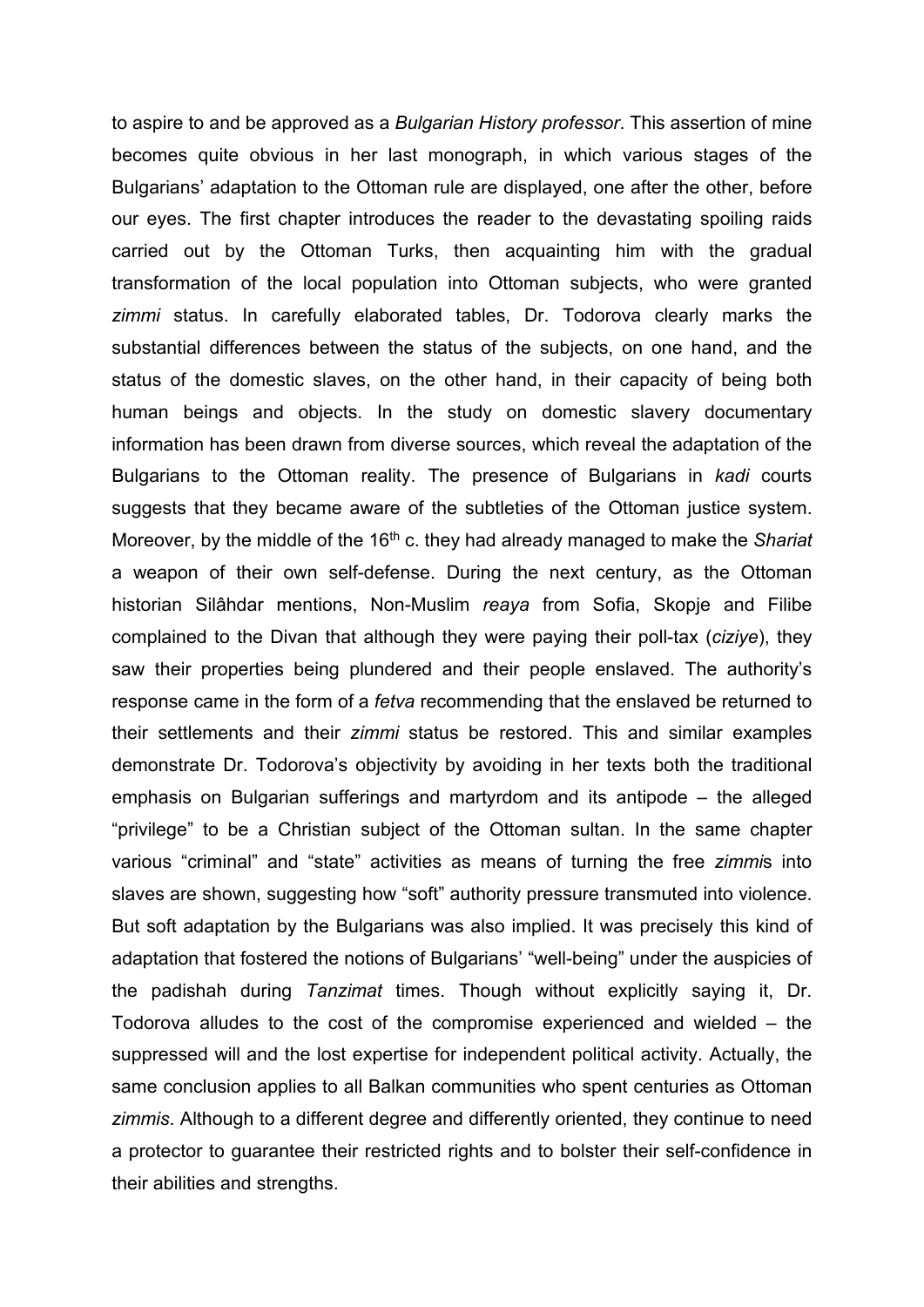to aspire to and be approved as a *Bulgarian History professor*. This assertion of mine becomes quite obvious in her last monograph, in which various stages of the Bulgarians' adaptation to the Ottoman rule are displayed, one after the other, before our eyes. The first chapter introduces the reader to the devastating spoiling raids carried out by the Ottoman Turks, then acquainting him with the gradual transformation of the local population into Ottoman subjects, who were granted *zimmi* status. In carefully elaborated tables, Dr. Todorova clearly marks the substantial differences between the status of the subjects, on one hand, and the status of the domestic slaves, on the other hand, in their capacity of being both human beings and objects. In the study on domestic slavery documentary information has been drawn from diverse sources, which reveal the adaptation of the Bulgarians to the Ottoman reality. The presence of Bulgarians in *kadi* courts suggests that they became aware of the subtleties of the Ottoman justice system. Moreover, by the middle of the 16th c. they had already managed to make the *Shariat* a weapon of their own self-defense. During the next century, as the Ottoman historian Silâhdar mentions, Non-Muslim *reaya* from Sofia, Skopje and Filibe complained to the Divan that although they were paying their poll-tax (*ciziye*), they saw their properties being plundered and their people enslaved. The authority's response came in the form of a *fetva* recommending that the enslaved be returned to their settlements and their *zimmi* status be restored. This and similar examples demonstrate Dr. Todorova's objectivity by avoiding in her texts both the traditional emphasis on Bulgarian sufferings and martyrdom and its antipode – the alleged "privilege" to be a Christian subject of the Ottoman sultan. In the same chapter various "criminal" and "state" activities as means of turning the free *zimmi*s into slaves are shown, suggesting how "soft" authority pressure transmuted into violence. But soft adaptation by the Bulgarians was also implied. It was precisely this kind of adaptation that fostered the notions of Bulgarians' "well-being" under the auspicies of the padishah during *Tanzimat* times. Though without explicitly saying it, Dr. Todorova alludes to the cost of the compromise experienced and wielded – the suppressed will and the lost expertise for independent political activity. Actually, the same conclusion applies to all Balkan communities who spent centuries as Ottoman *zimmis*. Although to a different degree and differently oriented, they continue to need a protector to guarantee their restricted rights and to bolster their self-confidence in their abilities and strengths.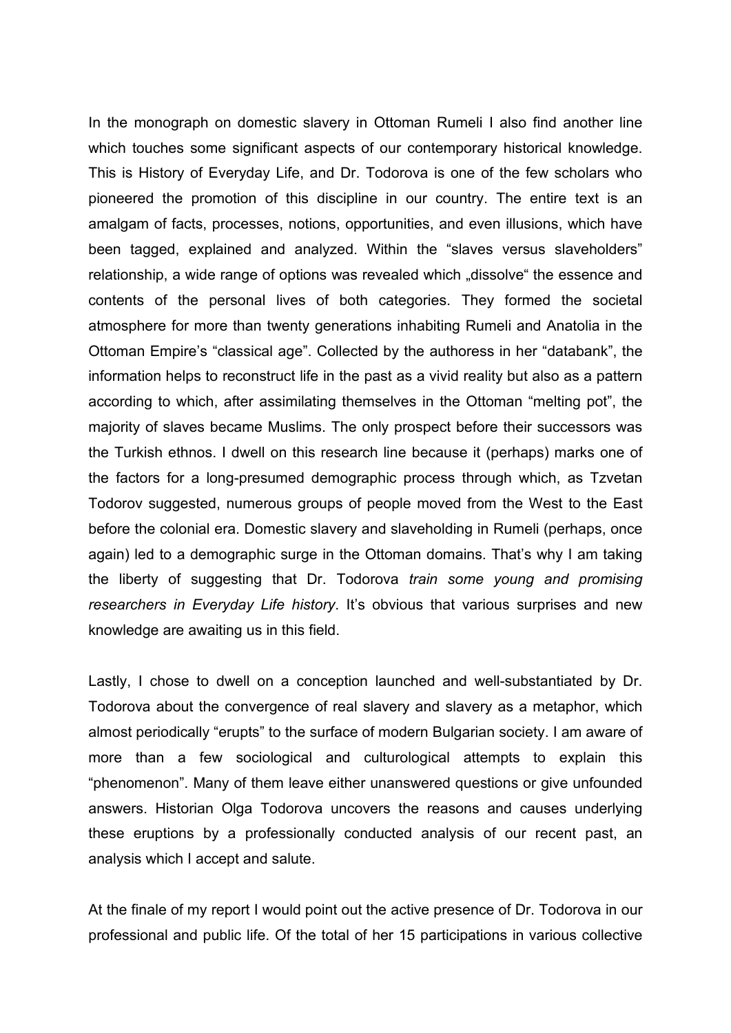In the monograph on domestic slavery in Ottoman Rumeli I also find another line which touches some significant aspects of our contemporary historical knowledge. This is History of Everyday Life, and Dr. Todorova is one of the few scholars who pioneered the promotion of this discipline in our country. The entire text is an amalgam of facts, processes, notions, opportunities, and even illusions, which have been tagged, explained and analyzed. Within the "slaves versus slaveholders" relationship, a wide range of options was revealed which „dissolve" the essence and contents of the personal lives of both categories. They formed the societal atmosphere for more than twenty generations inhabiting Rumeli and Anatolia in the Ottoman Empire's "classical age". Collected by the authoress in her "databank", the information helps to reconstruct life in the past as a vivid reality but also as a pattern according to which, after assimilating themselves in the Ottoman "melting pot", the majority of slaves became Muslims. The only prospect before their successors was the Turkish ethnos. I dwell on this research line because it (perhaps) marks one of the factors for a long-presumed demographic process through which, as Tzvetan Todorov suggested, numerous groups of people moved from the West to the East before the colonial era. Domestic slavery and slaveholding in Rumeli (perhaps, once again) led to a demographic surge in the Ottoman domains. That's why I am taking the liberty of suggesting that Dr. Todorova *train some young and promising researchers in Everyday Life history*. It's obvious that various surprises and new knowledge are awaiting us in this field.

Lastly, I chose to dwell on a conception launched and well-substantiated by Dr. Todorova about the convergence of real slavery and slavery as a metaphor, which almost periodically "erupts" to the surface of modern Bulgarian society. I am aware of more than a few sociological and culturological attempts to explain this "phenomenon". Many of them leave either unanswered questions or give unfounded answers. Historian Olga Todorova uncovers the reasons and causes underlying these eruptions by a professionally conducted analysis of our recent past, an analysis which I accept and salute.

At the finale of my report I would point out the active presence of Dr. Todorova in our professional and public life. Of the total of her 15 participations in various collective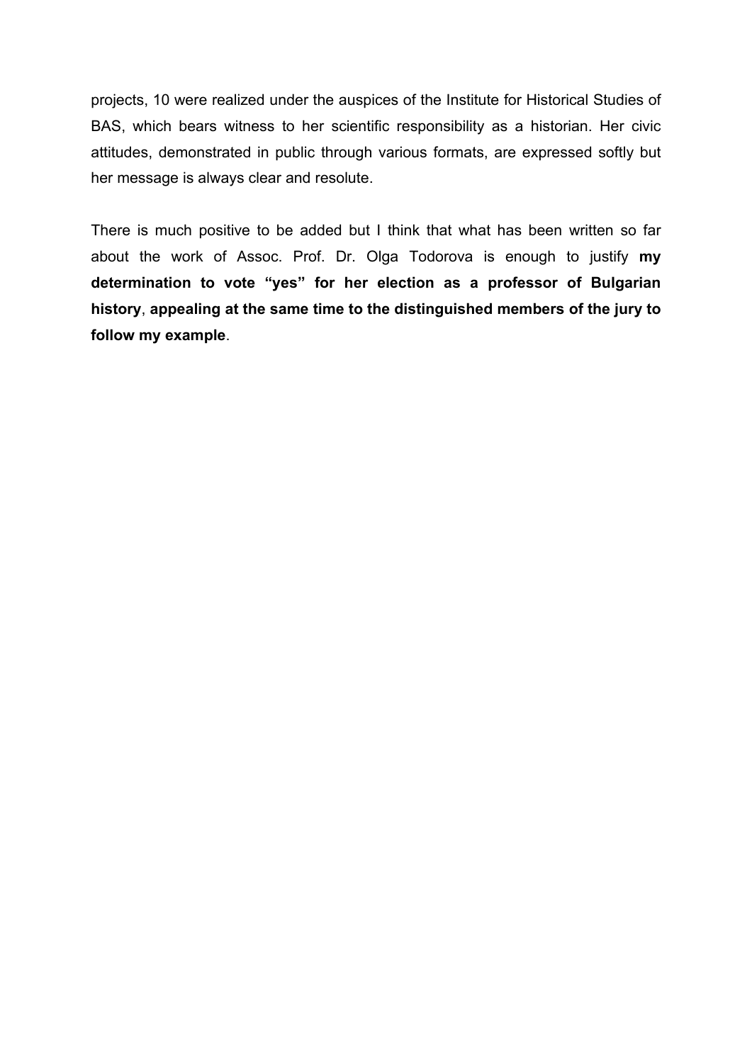projects, 10 were realized under the auspices of the Institute for Historical Studies of BAS, which bears witness to her scientific responsibility as a historian. Her civic attitudes, demonstrated in public through various formats, are expressed softly but her message is always clear and resolute.

There is much positive to be added but I think that what has been written so far about the work of Assoc. Prof. Dr. Olga Todorova is enough to justify **my determination to vote "yes" for her election as a professor of Bulgarian history**, **appealing at the same time to the distinguished members of the jury to follow my example**.